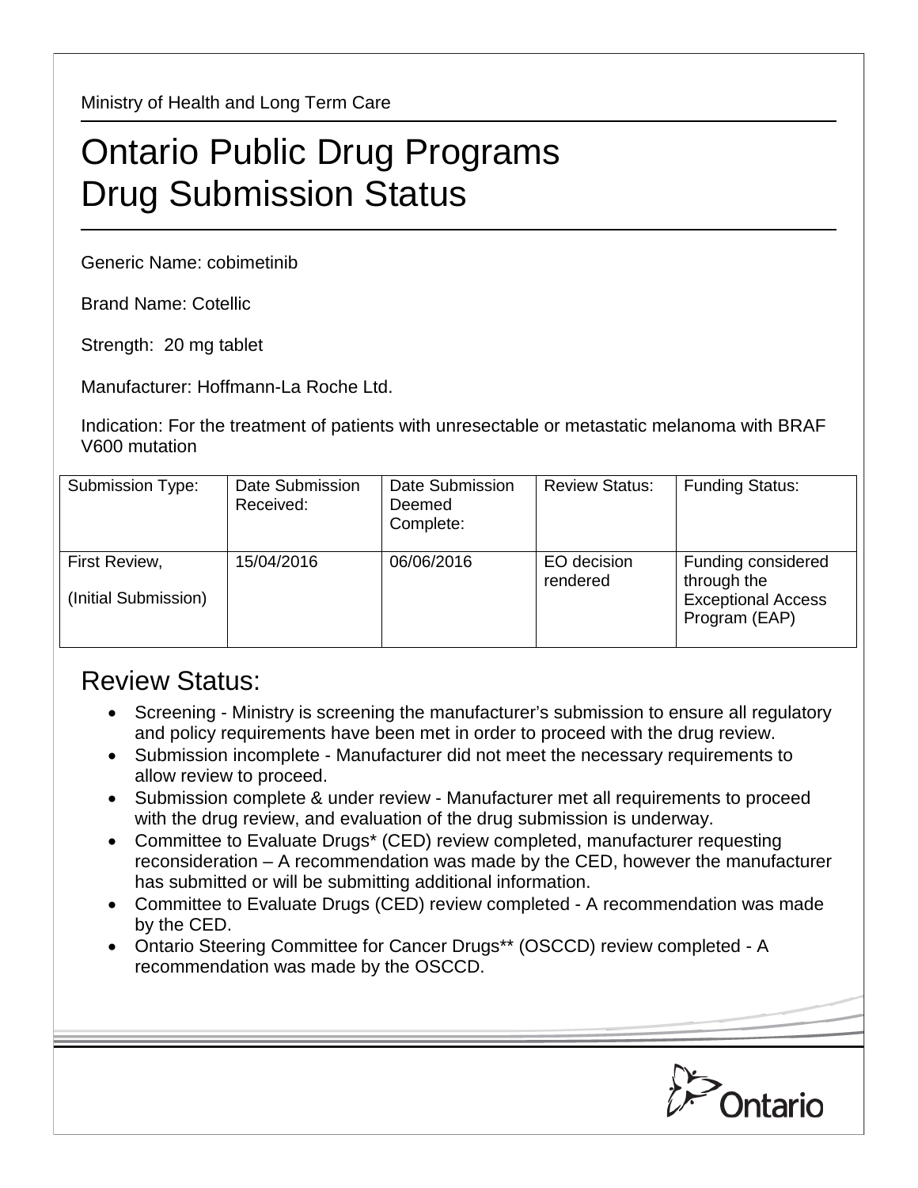Ministry of Health and Long Term Care

# Ontario Public Drug Programs
# Drug Submission Status

Generic Name: cobimetinib

Brand Name: Cotellic

Strength: 20 mg tablet

Manufacturer: Hoffmann-La Roche Ltd.

Indication: For the treatment of patients with unresectable or metastatic melanoma with BRAF V600 mutation

| Submission Type: | Date Submission Received: | Date Submission Deemed Complete: | Review Status: | Funding Status: |
|---|---|---|---|---|
| First Review, (Initial Submission) | 15/04/2016 | 06/06/2016 | EO decision rendered | Funding considered through the Exceptional Access Program (EAP) |

## Review Status:

- Screening - Ministry is screening the manufacturer's submission to ensure all regulatory and policy requirements have been met in order to proceed with the drug review.
- Submission incomplete - Manufacturer did not meet the necessary requirements to allow review to proceed.
- Submission complete & under review - Manufacturer met all requirements to proceed with the drug review, and evaluation of the drug submission is underway.
- Committee to Evaluate Drugs* (CED) review completed, manufacturer requesting reconsideration – A recommendation was made by the CED, however the manufacturer has submitted or will be submitting additional information.
- Committee to Evaluate Drugs (CED) review completed - A recommendation was made by the CED.
- Ontario Steering Committee for Cancer Drugs** (OSCCD) review completed - A recommendation was made by the OSCCD.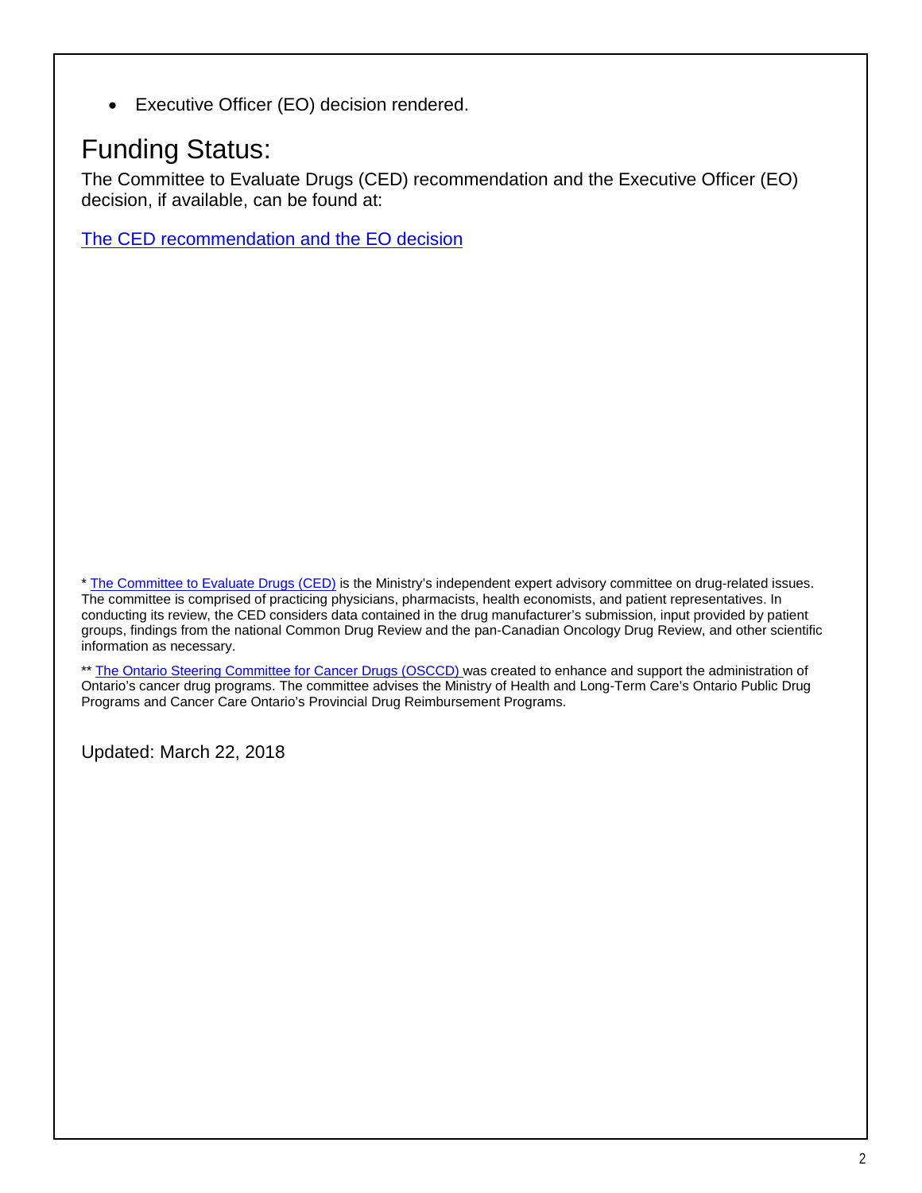- Executive Officer (EO) decision rendered.

## Funding Status:

The Committee to Evaluate Drugs (CED) recommendation and the Executive Officer (EO) decision, if available, can be found at:

The CED recommendation and the EO decision

* The Committee to Evaluate Drugs (CED) is the Ministry's independent expert advisory committee on drug-related issues. The committee is comprised of practicing physicians, pharmacists, health economists, and patient representatives. In conducting its review, the CED considers data contained in the drug manufacturer's submission, input provided by patient groups, findings from the national Common Drug Review and the pan-Canadian Oncology Drug Review, and other scientific information as necessary.

** The Ontario Steering Committee for Cancer Drugs (OSCCD) was created to enhance and support the administration of Ontario's cancer drug programs. The committee advises the Ministry of Health and Long-Term Care's Ontario Public Drug Programs and Cancer Care Ontario's Provincial Drug Reimbursement Programs.

Updated: March 22, 2018